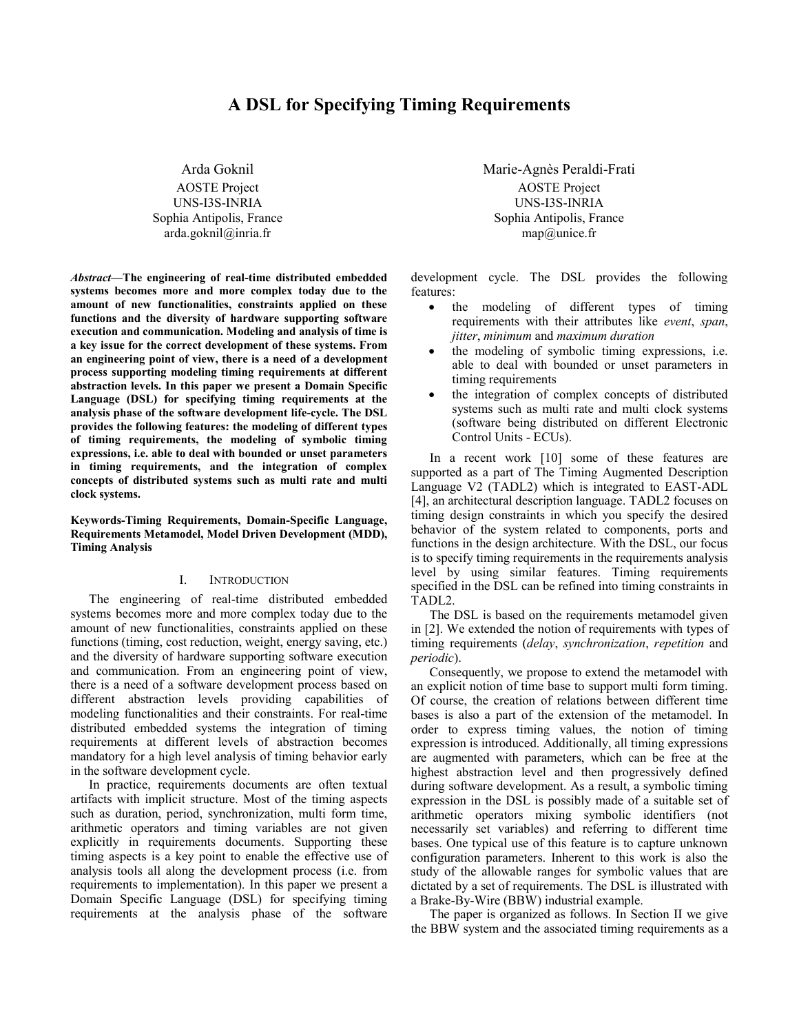# A DSL for Specifying Timing Requirements

Arda Goknil
AOSTE Project
UNS-I3S-INRIA
Sophia Antipolis, France
arda.goknil@inria.fr

Marie-Agnès Peraldi-Frati
AOSTE Project
UNS-I3S-INRIA
Sophia Antipolis, France
map@unice.fr

***Abstract*—The engineering of real-time distributed embedded systems becomes more and more complex today due to the amount of new functionalities, constraints applied on these functions and the diversity of hardware supporting software execution and communication. Modeling and analysis of time is a key issue for the correct development of these systems. From an engineering point of view, there is a need of a development process supporting modeling timing requirements at different abstraction levels. In this paper we present a Domain Specific Language (DSL) for specifying timing requirements at the analysis phase of the software development life-cycle. The DSL provides the following features: the modeling of different types of timing requirements, the modeling of symbolic timing expressions, i.e. able to deal with bounded or unset parameters in timing requirements, and the integration of complex concepts of distributed systems such as multi rate and multi clock systems.**

**Keywords-Timing Requirements, Domain-Specific Language, Requirements Metamodel, Model Driven Development (MDD), Timing Analysis**

## I. Introduction

The engineering of real-time distributed embedded systems becomes more and more complex today due to the amount of new functionalities, constraints applied on these functions (timing, cost reduction, weight, energy saving, etc.) and the diversity of hardware supporting software execution and communication. From an engineering point of view, there is a need of a software development process based on different abstraction levels providing capabilities of modeling functionalities and their constraints. For real-time distributed embedded systems the integration of timing requirements at different levels of abstraction becomes mandatory for a high level analysis of timing behavior early in the software development cycle.

In practice, requirements documents are often textual artifacts with implicit structure. Most of the timing aspects such as duration, period, synchronization, multi form time, arithmetic operators and timing variables are not given explicitly in requirements documents. Supporting these timing aspects is a key point to enable the effective use of analysis tools all along the development process (i.e. from requirements to implementation). In this paper we present a Domain Specific Language (DSL) for specifying timing requirements at the analysis phase of the software development cycle. The DSL provides the following features:

- the modeling of different types of timing requirements with their attributes like *event*, *span*, *jitter*, *minimum* and *maximum duration*
- the modeling of symbolic timing expressions, i.e. able to deal with bounded or unset parameters in timing requirements
- the integration of complex concepts of distributed systems such as multi rate and multi clock systems (software being distributed on different Electronic Control Units - ECUs).

In a recent work [10] some of these features are supported as a part of The Timing Augmented Description Language V2 (TADL2) which is integrated to EAST-ADL [4], an architectural description language. TADL2 focuses on timing design constraints in which you specify the desired behavior of the system related to components, ports and functions in the design architecture. With the DSL, our focus is to specify timing requirements in the requirements analysis level by using similar features. Timing requirements specified in the DSL can be refined into timing constraints in TADL2.

The DSL is based on the requirements metamodel given in [2]. We extended the notion of requirements with types of timing requirements (*delay*, *synchronization*, *repetition* and *periodic*).

Consequently, we propose to extend the metamodel with an explicit notion of time base to support multi form timing. Of course, the creation of relations between different time bases is also a part of the extension of the metamodel. In order to express timing values, the notion of timing expression is introduced. Additionally, all timing expressions are augmented with parameters, which can be free at the highest abstraction level and then progressively defined during software development. As a result, a symbolic timing expression in the DSL is possibly made of a suitable set of arithmetic operators mixing symbolic identifiers (not necessarily set variables) and referring to different time bases. One typical use of this feature is to capture unknown configuration parameters. Inherent to this work is also the study of the allowable ranges for symbolic values that are dictated by a set of requirements. The DSL is illustrated with a Brake-By-Wire (BBW) industrial example.

The paper is organized as follows. In Section II we give the BBW system and the associated timing requirements as a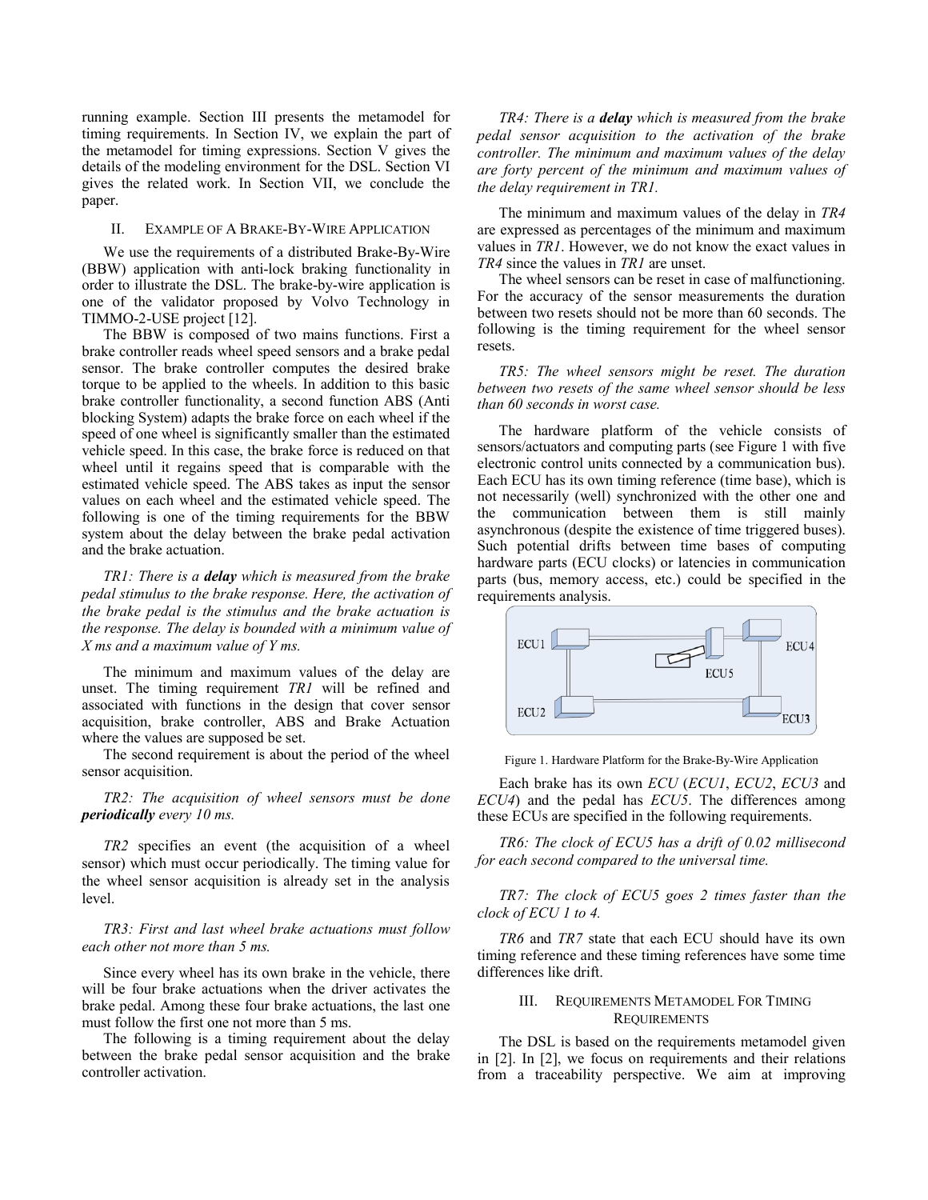running example. Section III presents the metamodel for timing requirements. In Section IV, we explain the part of the metamodel for timing expressions. Section V gives the details of the modeling environment for the DSL. Section VI gives the related work. In Section VII, we conclude the paper.

## II. Example of a Brake-By-Wire Application

We use the requirements of a distributed Brake-By-Wire (BBW) application with anti-lock braking functionality in order to illustrate the DSL. The brake-by-wire application is one of the validator proposed by Volvo Technology in TIMMO-2-USE project [12].

The BBW is composed of two mains functions. First a brake controller reads wheel speed sensors and a brake pedal sensor. The brake controller computes the desired brake torque to be applied to the wheels. In addition to this basic brake controller functionality, a second function ABS (Anti blocking System) adapts the brake force on each wheel if the speed of one wheel is significantly smaller than the estimated vehicle speed. In this case, the brake force is reduced on that wheel until it regains speed that is comparable with the estimated vehicle speed. The ABS takes as input the sensor values on each wheel and the estimated vehicle speed. The following is one of the timing requirements for the BBW system about the delay between the brake pedal activation and the brake actuation.

*TR1: There is a **delay** which is measured from the brake pedal stimulus to the brake response. Here, the activation of the brake pedal is the stimulus and the brake actuation is the response. The delay is bounded with a minimum value of X ms and a maximum value of Y ms.*

The minimum and maximum values of the delay are unset. The timing requirement *TR1* will be refined and associated with functions in the design that cover sensor acquisition, brake controller, ABS and Brake Actuation where the values are supposed be set.

The second requirement is about the period of the wheel sensor acquisition.

*TR2: The acquisition of wheel sensors must be done **periodically** every 10 ms.*

*TR2* specifies an event (the acquisition of a wheel sensor) which must occur periodically. The timing value for the wheel sensor acquisition is already set in the analysis level.

*TR3: First and last wheel brake actuations must follow each other not more than 5 ms.*

Since every wheel has its own brake in the vehicle, there will be four brake actuations when the driver activates the brake pedal. Among these four brake actuations, the last one must follow the first one not more than 5 ms.

The following is a timing requirement about the delay between the brake pedal sensor acquisition and the brake controller activation.

*TR4: There is a **delay** which is measured from the brake pedal sensor acquisition to the activation of the brake controller. The minimum and maximum values of the delay are forty percent of the minimum and maximum values of the delay requirement in TR1.*

The minimum and maximum values of the delay in *TR4* are expressed as percentages of the minimum and maximum values in *TR1*. However, we do not know the exact values in *TR4* since the values in *TR1* are unset.

The wheel sensors can be reset in case of malfunctioning. For the accuracy of the sensor measurements the duration between two resets should not be more than 60 seconds. The following is the timing requirement for the wheel sensor resets.

*TR5: The wheel sensors might be reset. The duration between two resets of the same wheel sensor should be less than 60 seconds in worst case.*

The hardware platform of the vehicle consists of sensors/actuators and computing parts (see Figure 1 with five electronic control units connected by a communication bus). Each ECU has its own timing reference (time base), which is not necessarily (well) synchronized with the other one and the communication between them is still mainly asynchronous (despite the existence of time triggered buses). Such potential drifts between time bases of computing hardware parts (ECU clocks) or latencies in communication parts (bus, memory access, etc.) could be specified in the requirements analysis.

ECU1
ECU4
ECU5
ECU2
ECU3

Figure 1. Hardware Platform for the Brake-By-Wire Application

Each brake has its own *ECU* (*ECU1*, *ECU2*, *ECU3* and *ECU4*) and the pedal has *ECU5*. The differences among these ECUs are specified in the following requirements.

*TR6: The clock of ECU5 has a drift of 0.02 millisecond for each second compared to the universal time.*

*TR7: The clock of ECU5 goes 2 times faster than the clock of ECU 1 to 4.*

*TR6* and *TR7* state that each ECU should have its own timing reference and these timing references have some time differences like drift.

## III. Requirements Metamodel for Timing Requirements

The DSL is based on the requirements metamodel given in [2]. In [2], we focus on requirements and their relations from a traceability perspective. We aim at improving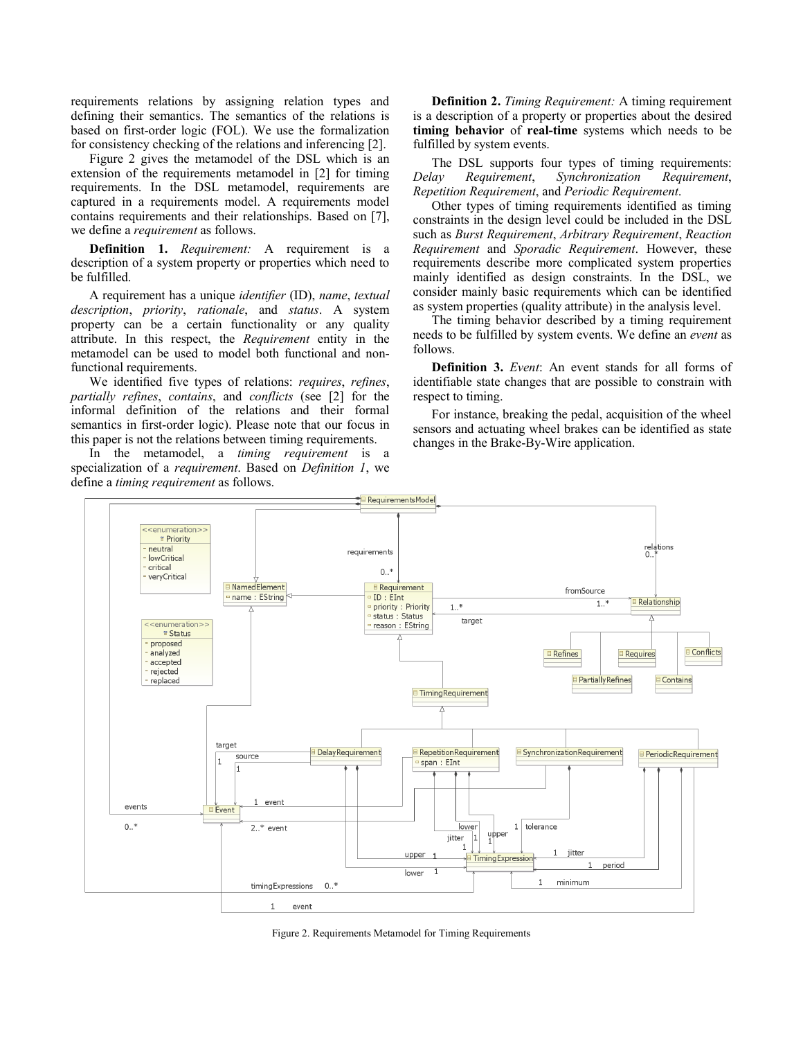requirements relations by assigning relation types and defining their semantics. The semantics of the relations is based on first-order logic (FOL). We use the formalization for consistency checking of the relations and inferencing [2].

Figure 2 gives the metamodel of the DSL which is an extension of the requirements metamodel in [2] for timing requirements. In the DSL metamodel, requirements are captured in a requirements model. A requirements model contains requirements and their relationships. Based on [7], we define a *requirement* as follows.

**Definition 1.** *Requirement:* A requirement is a description of a system property or properties which need to be fulfilled.

A requirement has a unique *identifier* (ID), *name*, *textual description*, *priority*, *rationale*, and *status*. A system property can be a certain functionality or any quality attribute. In this respect, the *Requirement* entity in the metamodel can be used to model both functional and non-functional requirements.

We identified five types of relations: *requires*, *refines*, *partially refines*, *contains*, and *conflicts* (see [2] for the informal definition of the relations and their formal semantics in first-order logic). Please note that our focus in this paper is not the relations between timing requirements.

In the metamodel, a *timing requirement* is a specialization of a *requirement*. Based on *Definition 1*, we define a *timing requirement* as follows.

**Definition 2.** *Timing Requirement:* A timing requirement is a description of a property or properties about the desired **timing behavior** of **real-time** systems which needs to be fulfilled by system events.

The DSL supports four types of timing requirements: *Delay Requirement*, *Synchronization Requirement*, *Repetition Requirement*, and *Periodic Requirement*.

Other types of timing requirements identified as timing constraints in the design level could be included in the DSL such as *Burst Requirement*, *Arbitrary Requirement*, *Reaction Requirement* and *Sporadic Requirement*. However, these requirements describe more complicated system properties mainly identified as design constraints. In the DSL, we consider mainly basic requirements which can be identified as system properties (quality attribute) in the analysis level.

The timing behavior described by a timing requirement needs to be fulfilled by system events. We define an *event* as follows.

**Definition 3.** *Event*: An event stands for all forms of identifiable state changes that are possible to constrain with respect to timing.

For instance, breaking the pedal, acquisition of the wheel sensors and actuating wheel brakes can be identified as state changes in the Brake-By-Wire application.

RequirementsModel
requirements 0..*
relations 0..*
<<enumeration>> Priority
- neutral
- lowCritical
- critical
- veryCritical
<<enumeration>> Status
- proposed
- analyzed
- accepted
- rejected
- replaced
NamedElement
name : EString
Requirement
ID : EInt
priority : Priority
status : Status
reason : EString
fromSource 1..*
target 1..*
Relationship
Refines
Requires
Conflicts
PartiallyRefines
Contains
TimingRequirement
DelayRequirement
RepetitionRequirement
span : EInt
SynchronizationRequirement
PeriodicRequirement
target 1
source 1
events 0..*
Event
1 event
2..* event
lower
upper 1
jitter 1
1 tolerance
upper 1
lower 1
TimingExpression
1 jitter
1 period
1 minimum
timingExpressions 0..*
1 event

Figure 2. Requirements Metamodel for Timing Requirements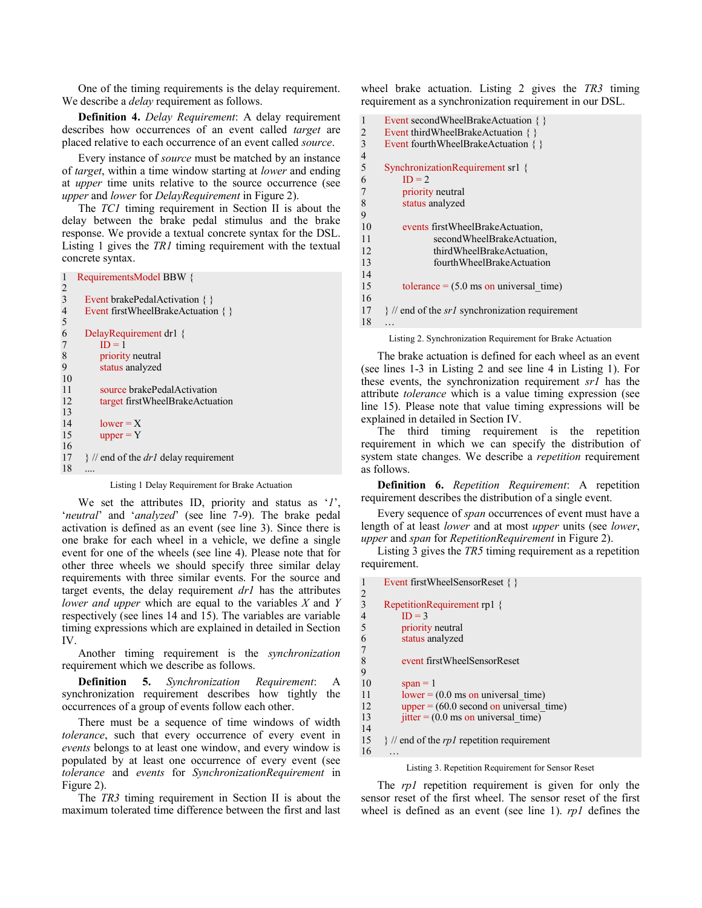One of the timing requirements is the delay requirement. We describe a *delay* requirement as follows.

**Definition 4.** *Delay Requirement*: A delay requirement describes how occurrences of an event called *target* are placed relative to each occurrence of an event called *source*.

Every instance of *source* must be matched by an instance of *target*, within a time window starting at *lower* and ending at *upper* time units relative to the source occurrence (see *upper* and *lower* for *DelayRequirement* in Figure 2).

The *TC1* timing requirement in Section II is about the delay between the brake pedal stimulus and the brake response. We provide a textual concrete syntax for the DSL. Listing 1 gives the *TR1* timing requirement with the textual concrete syntax.

```
1   RequirementsModel BBW {
2
3     Event brakePedalActivation { }
4     Event firstWheelBrakeActuation { }
5
6     DelayRequirement dr1 {
7         ID = 1
8         priority neutral
9         status analyzed
10
11        source brakePedalActivation
12        target firstWheelBrakeActuation
13
14        lower = X
15        upper = Y
16
17    } // end of the dr1 delay requirement
18    ....
```

Listing 1 Delay Requirement for Brake Actuation

We set the attributes ID, priority and status as '*1*', '*neutral*' and '*analyzed*' (see line 7-9). The brake pedal activation is defined as an event (see line 3). Since there is one brake for each wheel in a vehicle, we define a single event for one of the wheels (see line 4). Please note that for other three wheels we should specify three similar delay requirements with three similar events. For the source and target events, the delay requirement *dr1* has the attributes *lower and upper* which are equal to the variables *X* and *Y* respectively (see lines 14 and 15). The variables are variable timing expressions which are explained in detailed in Section IV.

Another timing requirement is the *synchronization* requirement which we describe as follows.

**Definition 5.** *Synchronization Requirement*: A synchronization requirement describes how tightly the occurrences of a group of events follow each other.

There must be a sequence of time windows of width *tolerance*, such that every occurrence of every event in *events* belongs to at least one window, and every window is populated by at least one occurrence of every event (see *tolerance* and *events* for *SynchronizationRequirement* in Figure 2).

The *TR3* timing requirement in Section II is about the maximum tolerated time difference between the first and last wheel brake actuation. Listing 2 gives the *TR3* timing requirement as a synchronization requirement in our DSL.

```
1   Event secondWheelBrakeActuation { }
2   Event thirdWheelBrakeActuation { }
3   Event fourthWheelBrakeActuation { }
4
5   SynchronizationRequirement sr1 {
6       ID = 2
7       priority neutral
8       status analyzed
9
10      events firstWheelBrakeActuation,
11             secondWheelBrakeActuation,
12             thirdWheelBrakeActuation,
13             fourthWheelBrakeActuation
14
15      tolerance = (5.0 ms on universal_time)
16
17  } // end of the sr1 synchronization requirement
18  …
```

Listing 2. Synchronization Requirement for Brake Actuation

The brake actuation is defined for each wheel as an event (see lines 1-3 in Listing 2 and see line 4 in Listing 1). For these events, the synchronization requirement *sr1* has the attribute *tolerance* which is a value timing expression (see line 15). Please note that value timing expressions will be explained in detailed in Section IV.

The third timing requirement is the repetition requirement in which we can specify the distribution of system state changes. We describe a *repetition* requirement as follows.

**Definition 6.** *Repetition Requirement*: A repetition requirement describes the distribution of a single event.

Every sequence of *span* occurrences of event must have a length of at least *lower* and at most *upper* units (see *lower*, *upper* and *span* for *RepetitionRequirement* in Figure 2).

Listing 3 gives the *TR5* timing requirement as a repetition requirement.

```
1   Event firstWheelSensorReset { }
2
3   RepetitionRequirement rp1 {
4       ID = 3
5       priority neutral
6       status analyzed
7
8       event firstWheelSensorReset
9
10      span = 1
11      lower = (0.0 ms on universal_time)
12      upper = (60.0 second on universal_time)
13      jitter = (0.0 ms on universal_time)
14
15  } // end of the rp1 repetition requirement
16   …
```

Listing 3. Repetition Requirement for Sensor Reset

The *rp1* repetition requirement is given for only the sensor reset of the first wheel. The sensor reset of the first wheel is defined as an event (see line 1). *rp1* defines the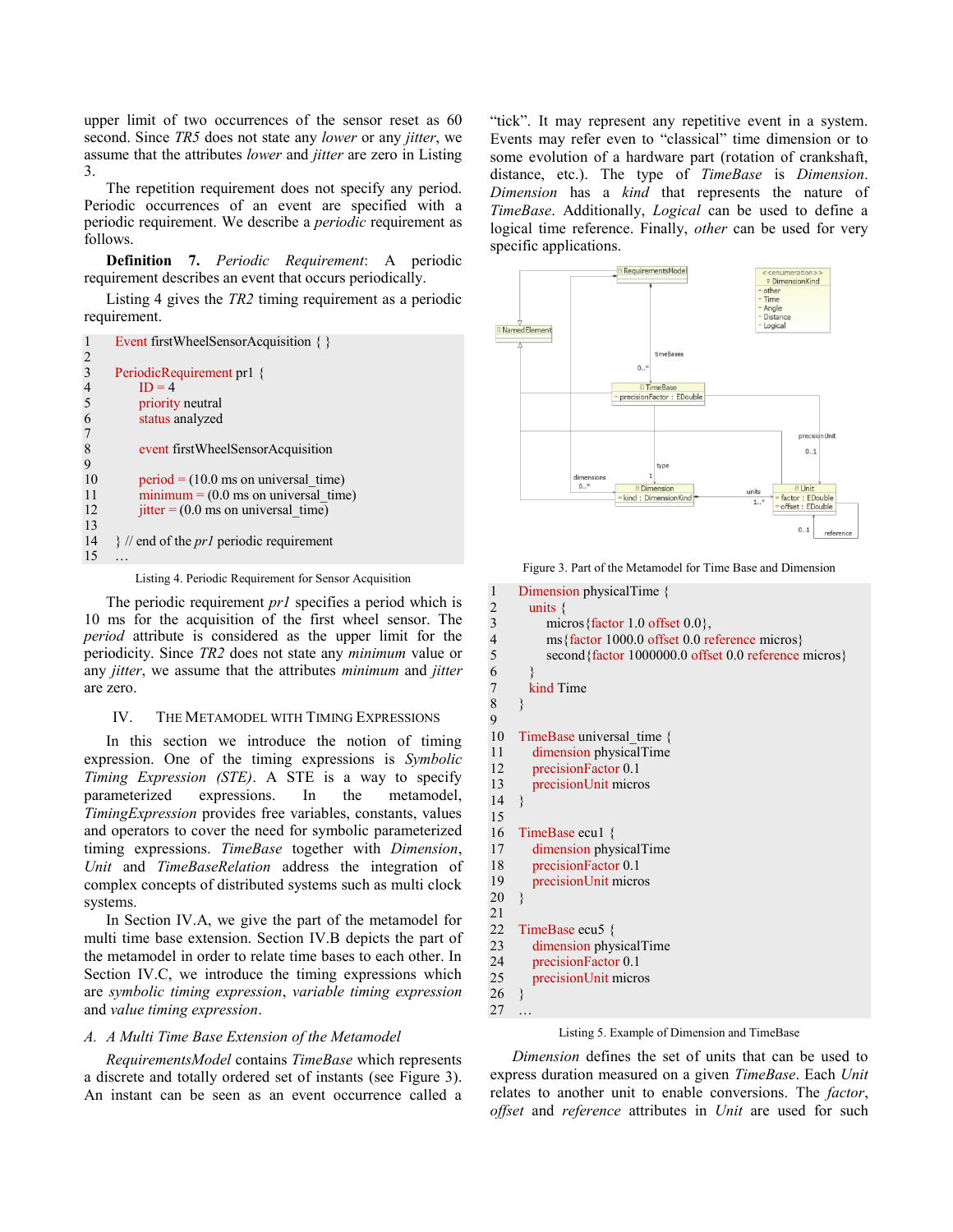upper limit of two occurrences of the sensor reset as 60 second. Since *TR5* does not state any *lower* or any *jitter*, we assume that the attributes *lower* and *jitter* are zero in Listing 3.

The repetition requirement does not specify any period. Periodic occurrences of an event are specified with a periodic requirement. We describe a *periodic* requirement as follows.

**Definition 7.** *Periodic Requirement*: A periodic requirement describes an event that occurs periodically.

Listing 4 gives the *TR2* timing requirement as a periodic requirement.

```
1    Event firstWheelSensorAcquisition { }
2
3    PeriodicRequirement pr1 {
4        ID = 4
5        priority neutral
6        status analyzed
7
8        event firstWheelSensorAcquisition
9
10       period = (10.0 ms on universal_time)
11       minimum = (0.0 ms on universal_time)
12       jitter = (0.0 ms on universal_time)
13
14   } // end of the pr1 periodic requirement
15   …
```

Listing 4. Periodic Requirement for Sensor Acquisition

The periodic requirement *pr1* specifies a period which is 10 ms for the acquisition of the first wheel sensor. The *period* attribute is considered as the upper limit for the periodicity. Since *TR2* does not state any *minimum* value or any *jitter*, we assume that the attributes *minimum* and *jitter* are zero.

## IV. The Metamodel with Timing Expressions

In this section we introduce the notion of timing expression. One of the timing expressions is *Symbolic Timing Expression (STE)*. A STE is a way to specify parameterized expressions. In the metamodel, *TimingExpression* provides free variables, constants, values and operators to cover the need for symbolic parameterized timing expressions. *TimeBase* together with *Dimension*, *Unit* and *TimeBaseRelation* address the integration of complex concepts of distributed systems such as multi clock systems.

In Section IV.A, we give the part of the metamodel for multi time base extension. Section IV.B depicts the part of the metamodel in order to relate time bases to each other. In Section IV.C, we introduce the timing expressions which are *symbolic timing expression*, *variable timing expression* and *value timing expression*.

### *A. A Multi Time Base Extension of the Metamodel*

*RequirementsModel* contains *TimeBase* which represents a discrete and totally ordered set of instants (see Figure 3). An instant can be seen as an event occurrence called a "tick". It may represent any repetitive event in a system. Events may refer even to "classical" time dimension or to some evolution of a hardware part (rotation of crankshaft, distance, etc.). The type of *TimeBase* is *Dimension*. *Dimension* has a *kind* that represents the nature of *TimeBase*. Additionally, *Logical* can be used to define a logical time reference. Finally, *other* can be used for very specific applications.

RequirementsModel
<<enumeration>> DimensionKind
other
Time
Angle
Distance
Logical
NamedElement
timeBases
0..*
TimeBase
precisionFactor : EDouble
precision Unit
0..1
type
1
dimensions
0..*
Dimension
kind : DimensionKind
units
1..*
Unit
factor : EDouble
offset : EDouble
0..1
reference

Figure 3. Part of the Metamodel for Time Base and Dimension

```
1    Dimension physicalTime {
2      units {
3          micros{factor 1.0 offset 0.0},
4          ms{factor 1000.0 offset 0.0 reference micros}
5          second{factor 1000000.0 offset 0.0 reference micros}
6      }
7      kind Time
8    }
9
10   TimeBase universal_time {
11     dimension physicalTime
12     precisionFactor 0.1
13     precisionUnit micros
14   }
15
16   TimeBase ecu1 {
17     dimension physicalTime
18     precisionFactor 0.1
19     precisionUnit micros
20   }
21
22   TimeBase ecu5 {
23     dimension physicalTime
24     precisionFactor 0.1
25     precisionUnit micros
26   }
27   …
```

Listing 5. Example of Dimension and TimeBase

*Dimension* defines the set of units that can be used to express duration measured on a given *TimeBase*. Each *Unit* relates to another unit to enable conversions. The *factor*, *offset* and *reference* attributes in *Unit* are used for such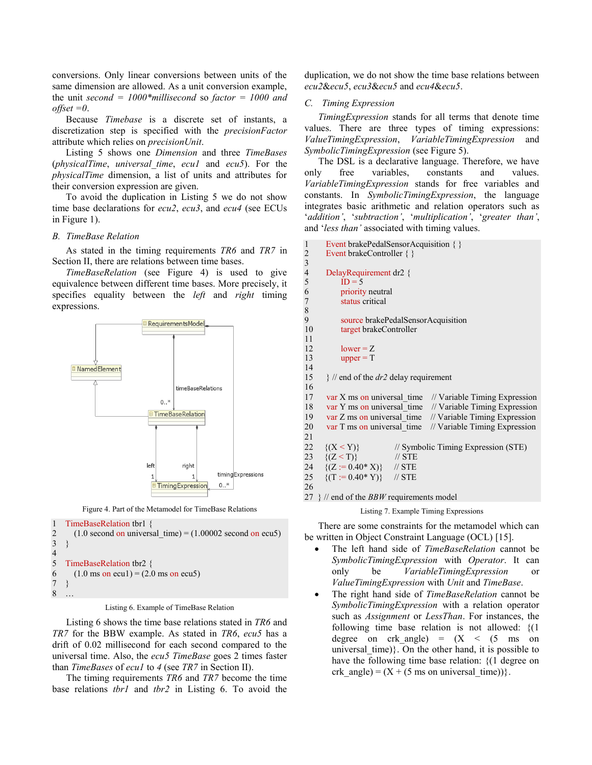conversions. Only linear conversions between units of the same dimension are allowed. As a unit conversion example, the unit *second = 1000\*millisecond* so *factor = 1000 and offset =0*.

Because *Timebase* is a discrete set of instants, a discretization step is specified with the *precisionFactor* attribute which relies on *precisionUnit*.

Listing 5 shows one *Dimension* and three *TimeBases* (*physicalTime*, *universal_time*, *ecu1* and *ecu5*). For the *physicalTime* dimension, a list of units and attributes for their conversion expression are given.

To avoid the duplication in Listing 5 we do not show time base declarations for *ecu2*, *ecu3*, and *ecu4* (see ECUs in Figure 1).

### B. TimeBase Relation

As stated in the timing requirements *TR6* and *TR7* in Section II, there are relations between time bases.

*TimeBaseRelation* (see Figure 4) is used to give equivalence between different time bases. More precisely, it specifies equality between the *left* and *right* timing expressions.

RequirementsModel

NamedElement

timeBaseRelations

0..*

TimeBaseRelation

left

right

1

1

timingExpressions

0..*

TimingExpression

Figure 4. Part of the Metamodel for TimeBase Relations

```
1  TimeBaseRelation tbr1 {
2     (1.0 second on universal_time) = (1.00002 second on ecu5)
3  }
4
5  TimeBaseRelation tbr2 {
6     (1.0 ms on ecu1) = (2.0 ms on ecu5)
7  }
8  …
```

Listing 6. Example of TimeBase Relation

Listing 6 shows the time base relations stated in *TR6* and *TR7* for the BBW example. As stated in *TR6*, *ecu5* has a drift of 0.02 millisecond for each second compared to the universal time. Also, the *ecu5 TimeBase* goes 2 times faster than *TimeBases* of *ecu1* to *4* (see *TR7* in Section II).

The timing requirements *TR6* and *TR7* become the time base relations *tbr1* and *tbr2* in Listing 6. To avoid the duplication, we do not show the time base relations between *ecu2*&*ecu5*, *ecu3*&*ecu5* and *ecu4*&*ecu5*.

### C. Timing Expression

*TimingExpression* stands for all terms that denote time values. There are three types of timing expressions: *ValueTimingExpression*, *VariableTimingExpression* and *SymbolicTimingExpression* (see Figure 5).

The DSL is a declarative language. Therefore, we have only free variables, constants and values. *VariableTimingExpression* stands for free variables and constants. In *SymbolicTimingExpression*, the language integrates basic arithmetic and relation operators such as '*addition*', '*subtraction*', '*multiplication*', '*greater than*', and '*less than*' associated with timing values.

```
1     Event brakePedalSensorAcquisition { }
2     Event brakeController { }
3
4     DelayRequirement dr2 {
5         ID = 5
6         priority neutral
7         status critical
8
9         source brakePedalSensorAcquisition
10        target brakeController
11
12        lower = Z
13        upper = T
14
15    } // end of the dr2 delay requirement
16
17    var X ms on universal_time    // Variable Timing Expression
18    var Y ms on universal_time    // Variable Timing Expression
19    var Z ms on universal_time    // Variable Timing Expression
20    var T ms on universal_time    // Variable Timing Expression
21
22   {(X < Y)}              // Symbolic Timing Expression (STE)
23   {(Z < T)}              // STE
24   {(Z := 0.40* X)}       // STE
25   {(T := 0.40* Y)}       // STE
26
27  } // end of the BBW requirements model
```

Listing 7. Example Timing Expressions

There are some constraints for the metamodel which can be written in Object Constraint Language (OCL) [15].

- The left hand side of *TimeBaseRelation* cannot be *SymbolicTimingExpression* with *Operator*. It can only be *VariableTimingExpression* or *ValueTimingExpression* with *Unit* and *TimeBase*.
- The right hand side of *TimeBaseRelation* cannot be *SymbolicTimingExpression* with a relation operator such as *Assignment* or *LessThan*. For instances, the following time base relation is not allowed: {(1 degree on crk_angle) = (X < (5 ms on universal_time)}. On the other hand, it is possible to have the following time base relation: {(1 degree on crk_angle) = (X + (5 ms on universal_time))}.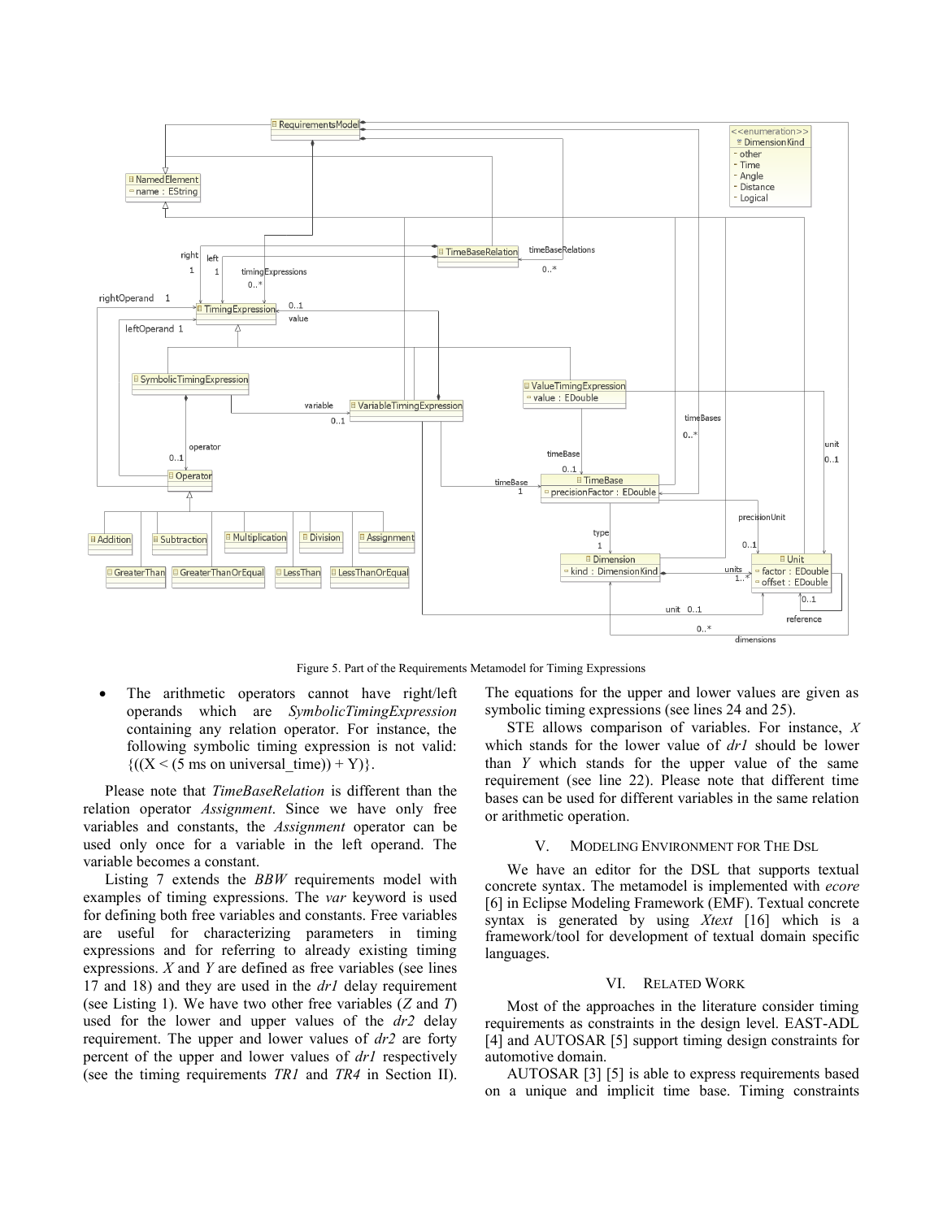<<enumeration>>
DimensionKind
- other
- Time
- Angle
- Distance
- Logical

RequirementsModel

NamedElement
name : EString

TimeBaseRelation

timeBaseRelations

0..*

right

1

left

1

timingExpressions

0..*

rightOperand 1

TimingExpression

0..1

value

leftOperand 1

SymbolicTimingExpression

ValueTimingExpression
value : EDouble

variable

0..1

VariableTimingExpression

timeBases

0..*

unit

0..1

operator

0..1

Operator

timeBase

0..1

timeBase

1

TimeBase
precisionFactor : EDouble

precisionUnit

0..1

Addition

Subtraction

Multiplication

Division

Assignment

type

1

Dimension
kind : DimensionKind

units

1..*

Unit
factor : EDouble
offset : EDouble

0..1

reference

GreaterThan

GreaterThanOrEqual

LessThan

LessThanOrEqual

unit 0..1

0..*

dimensions

Figure 5. Part of the Requirements Metamodel for Timing Expressions

- The arithmetic operators cannot have right/left operands which are *SymbolicTimingExpression* containing any relation operator. For instance, the following symbolic timing expression is not valid: {((X < (5 ms on universal_time)) + Y)}.

Please note that *TimeBaseRelation* is different than the relation operator *Assignment*. Since we have only free variables and constants, the *Assignment* operator can be used only once for a variable in the left operand. The variable becomes a constant.

Listing 7 extends the *BBW* requirements model with examples of timing expressions. The *var* keyword is used for defining both free variables and constants. Free variables are useful for characterizing parameters in timing expressions and for referring to already existing timing expressions. *X* and *Y* are defined as free variables (see lines 17 and 18) and they are used in the *dr1* delay requirement (see Listing 1). We have two other free variables (*Z* and *T*) used for the lower and upper values of the *dr2* delay requirement. The upper and lower values of *dr2* are forty percent of the upper and lower values of *dr1* respectively (see the timing requirements *TR1* and *TR4* in Section II). The equations for the upper and lower values are given as symbolic timing expressions (see lines 24 and 25).

STE allows comparison of variables. For instance, *X* which stands for the lower value of *dr1* should be lower than *Y* which stands for the upper value of the same requirement (see line 22). Please note that different time bases can be used for different variables in the same relation or arithmetic operation.

## V. Modeling Environment for the DSL

We have an editor for the DSL that supports textual concrete syntax. The metamodel is implemented with *ecore* [6] in Eclipse Modeling Framework (EMF). Textual concrete syntax is generated by using *Xtext* [16] which is a framework/tool for development of textual domain specific languages.

## VI. Related Work

Most of the approaches in the literature consider timing requirements as constraints in the design level. EAST-ADL [4] and AUTOSAR [5] support timing design constraints for automotive domain.

AUTOSAR [3] [5] is able to express requirements based on a unique and implicit time base. Timing constraints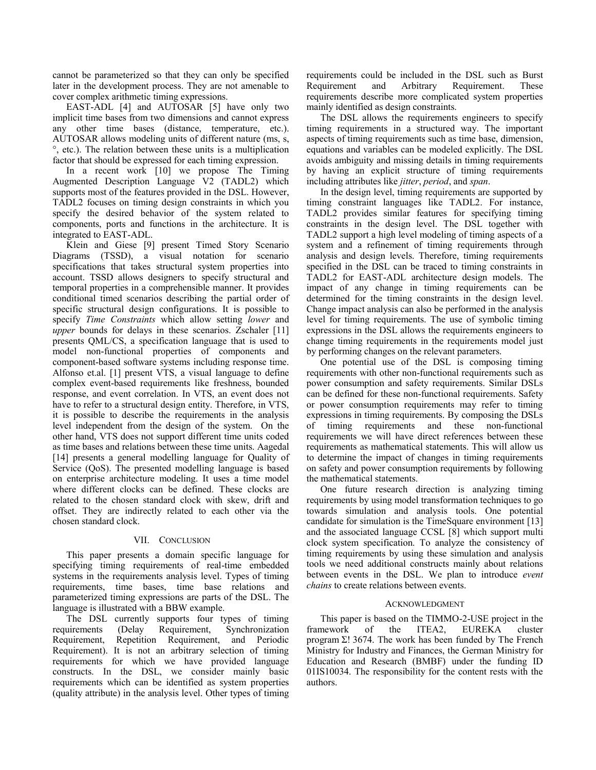cannot be parameterized so that they can only be specified later in the development process. They are not amenable to cover complex arithmetic timing expressions.

EAST-ADL [4] and AUTOSAR [5] have only two implicit time bases from two dimensions and cannot express any other time bases (distance, temperature, etc.). AUTOSAR allows modeling units of different nature (ms, s, °, etc.). The relation between these units is a multiplication factor that should be expressed for each timing expression.

In a recent work [10] we propose The Timing Augmented Description Language V2 (TADL2) which supports most of the features provided in the DSL. However, TADL2 focuses on timing design constraints in which you specify the desired behavior of the system related to components, ports and functions in the architecture. It is integrated to EAST-ADL.

Klein and Giese [9] present Timed Story Scenario Diagrams (TSSD), a visual notation for scenario specifications that takes structural system properties into account. TSSD allows designers to specify structural and temporal properties in a comprehensible manner. It provides conditional timed scenarios describing the partial order of specific structural design configurations. It is possible to specify *Time Constraints* which allow setting *lower* and *upper* bounds for delays in these scenarios. Zschaler [11] presents QML/CS, a specification language that is used to model non-functional properties of components and component-based software systems including response time. Alfonso et.al. [1] present VTS, a visual language to define complex event-based requirements like freshness, bounded response, and event correlation. In VTS, an event does not have to refer to a structural design entity. Therefore, in VTS, it is possible to describe the requirements in the analysis level independent from the design of the system. On the other hand, VTS does not support different time units coded as time bases and relations between these time units. Aagedal [14] presents a general modelling language for Quality of Service (QoS). The presented modelling language is based on enterprise architecture modeling. It uses a time model where different clocks can be defined. These clocks are related to the chosen standard clock with skew, drift and offset. They are indirectly related to each other via the chosen standard clock.

## VII. Conclusion

This paper presents a domain specific language for specifying timing requirements of real-time embedded systems in the requirements analysis level. Types of timing requirements, time bases, time base relations and parameterized timing expressions are parts of the DSL. The language is illustrated with a BBW example.

The DSL currently supports four types of timing requirements (Delay Requirement, Synchronization Requirement, Repetition Requirement, and Periodic Requirement). It is not an arbitrary selection of timing requirements for which we have provided language constructs. In the DSL, we consider mainly basic requirements which can be identified as system properties (quality attribute) in the analysis level. Other types of timing requirements could be included in the DSL such as Burst Requirement and Arbitrary Requirement. These requirements describe more complicated system properties mainly identified as design constraints.

The DSL allows the requirements engineers to specify timing requirements in a structured way. The important aspects of timing requirements such as time base, dimension, equations and variables can be modeled explicitly. The DSL avoids ambiguity and missing details in timing requirements by having an explicit structure of timing requirements including attributes like *jitter*, *period*, and *span*.

In the design level, timing requirements are supported by timing constraint languages like TADL2. For instance, TADL2 provides similar features for specifying timing constraints in the design level. The DSL together with TADL2 support a high level modeling of timing aspects of a system and a refinement of timing requirements through analysis and design levels. Therefore, timing requirements specified in the DSL can be traced to timing constraints in TADL2 for EAST-ADL architecture design models. The impact of any change in timing requirements can be determined for the timing constraints in the design level. Change impact analysis can also be performed in the analysis level for timing requirements. The use of symbolic timing expressions in the DSL allows the requirements engineers to change timing requirements in the requirements model just by performing changes on the relevant parameters.

One potential use of the DSL is composing timing requirements with other non-functional requirements such as power consumption and safety requirements. Similar DSLs can be defined for these non-functional requirements. Safety or power consumption requirements may refer to timing expressions in timing requirements. By composing the DSLs of timing requirements and these non-functional requirements we will have direct references between these requirements as mathematical statements. This will allow us to determine the impact of changes in timing requirements on safety and power consumption requirements by following the mathematical statements.

One future research direction is analyzing timing requirements by using model transformation techniques to go towards simulation and analysis tools. One potential candidate for simulation is the TimeSquare environment [13] and the associated language CCSL [8] which support multi clock system specification. To analyze the consistency of timing requirements by using these simulation and analysis tools we need additional constructs mainly about relations between events in the DSL. We plan to introduce *event chains* to create relations between events.

## Acknowledgment

This paper is based on the TIMMO-2-USE project in the framework of the ITEA2, EUREKA cluster program Σ! 3674. The work has been funded by The French Ministry for Industry and Finances, the German Ministry for Education and Research (BMBF) under the funding ID 01IS10034. The responsibility for the content rests with the authors.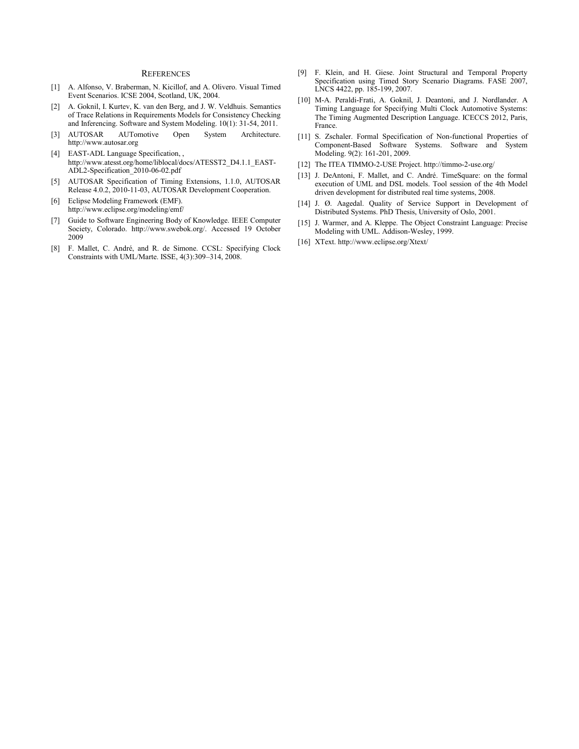## REFERENCES

[1] A. Alfonso, V. Braberman, N. Kicillof, and A. Olivero. Visual Timed Event Scenarios. ICSE 2004, Scotland, UK, 2004.

[2] A. Goknil, I. Kurtev, K. van den Berg, and J. W. Veldhuis. Semantics of Trace Relations in Requirements Models for Consistency Checking and Inferencing. Software and System Modeling. 10(1): 31-54, 2011.

[3] AUTOSAR AUTomotive Open System Architecture. http://www.autosar.org

[4] EAST-ADL Language Specification, , http://www.atesst.org/home/liblocal/docs/ATESST2_D4.1.1_EAST-ADL2-Specification_2010-06-02.pdf

[5] AUTOSAR Specification of Timing Extensions, 1.1.0, AUTOSAR Release 4.0.2, 2010-11-03, AUTOSAR Development Cooperation.

[6] Eclipse Modeling Framework (EMF). http://www.eclipse.org/modeling/emf/

[7] Guide to Software Engineering Body of Knowledge. IEEE Computer Society, Colorado. http://www.swebok.org/. Accessed 19 October 2009

[8] F. Mallet, C. André, and R. de Simone. CCSL: Specifying Clock Constraints with UML/Marte. ISSE, 4(3):309–314, 2008.

[9] F. Klein, and H. Giese. Joint Structural and Temporal Property Specification using Timed Story Scenario Diagrams. FASE 2007, LNCS 4422, pp. 185-199, 2007.

[10] M-A. Peraldi-Frati, A. Goknil, J. Deantoni, and J. Nordlander. A Timing Language for Specifying Multi Clock Automotive Systems: The Timing Augmented Description Language. ICECCS 2012, Paris, France.

[11] S. Zschaler. Formal Specification of Non-functional Properties of Component-Based Software Systems. Software and System Modeling. 9(2): 161-201, 2009.

[12] The ITEA TIMMO-2-USE Project. http://timmo-2-use.org/

[13] J. DeAntoni, F. Mallet, and C. André. TimeSquare: on the formal execution of UML and DSL models. Tool session of the 4th Model driven development for distributed real time systems, 2008.

[14] J. Ø. Aagedal. Quality of Service Support in Development of Distributed Systems. PhD Thesis, University of Oslo, 2001.

[15] J. Warmer, and A. Kleppe. The Object Constraint Language: Precise Modeling with UML. Addison-Wesley, 1999.

[16] XText. http://www.eclipse.org/Xtext/